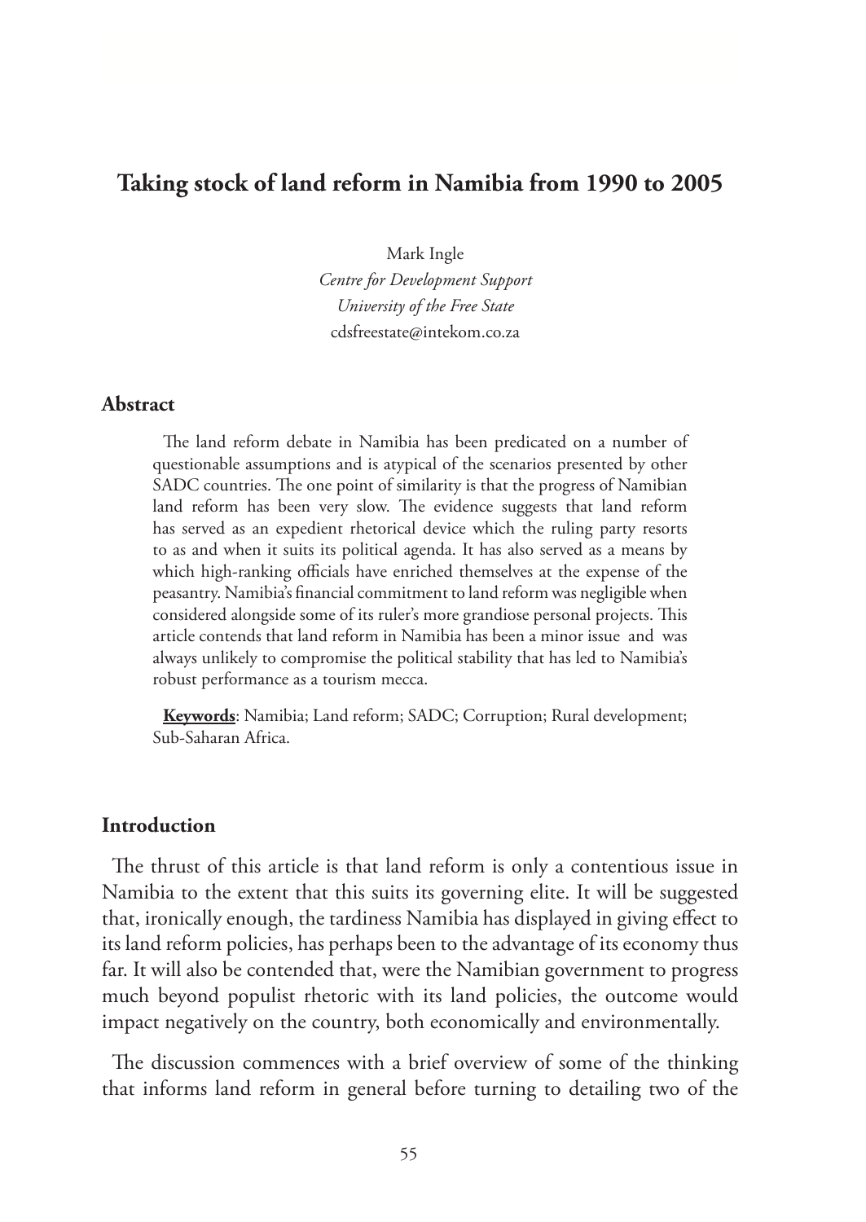# Taking stock of land reform in Namibia from 1990 to 2005

Mark Ingle
*Centre for Development Support*
*University of the Free State*
cdsfreestate@intekom.co.za

## Abstract

The land reform debate in Namibia has been predicated on a number of questionable assumptions and is atypical of the scenarios presented by other SADC countries. The one point of similarity is that the progress of Namibian land reform has been very slow. The evidence suggests that land reform has served as an expedient rhetorical device which the ruling party resorts to as and when it suits its political agenda. It has also served as a means by which high-ranking officials have enriched themselves at the expense of the peasantry. Namibia's financial commitment to land reform was negligible when considered alongside some of its ruler's more grandiose personal projects. This article contends that land reform in Namibia has been a minor issue and was always unlikely to compromise the political stability that has led to Namibia's robust performance as a tourism mecca.

**Keywords**: Namibia; Land reform; SADC; Corruption; Rural development; Sub-Saharan Africa.

## Introduction

The thrust of this article is that land reform is only a contentious issue in Namibia to the extent that this suits its governing elite. It will be suggested that, ironically enough, the tardiness Namibia has displayed in giving effect to its land reform policies, has perhaps been to the advantage of its economy thus far. It will also be contended that, were the Namibian government to progress much beyond populist rhetoric with its land policies, the outcome would impact negatively on the country, both economically and environmentally.

The discussion commences with a brief overview of some of the thinking that informs land reform in general before turning to detailing two of the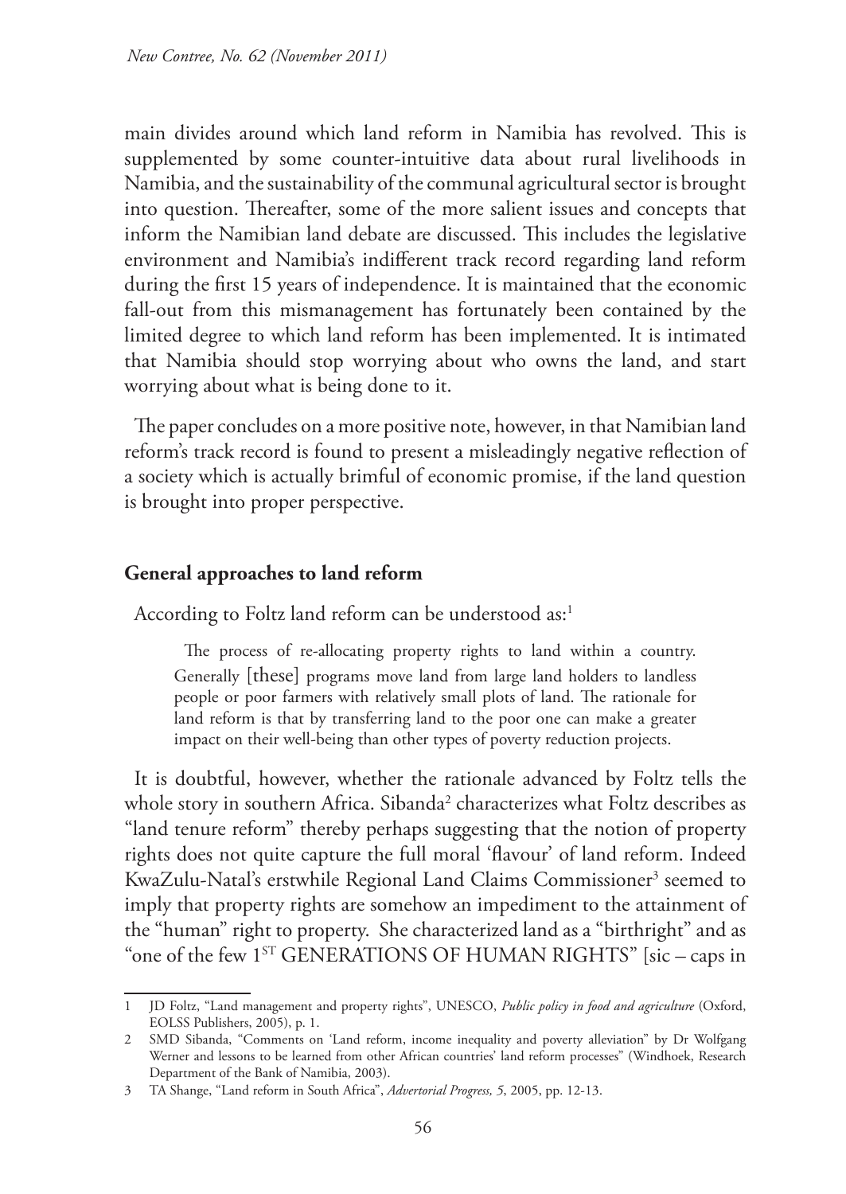main divides around which land reform in Namibia has revolved. This is supplemented by some counter-intuitive data about rural livelihoods in Namibia, and the sustainability of the communal agricultural sector is brought into question. Thereafter, some of the more salient issues and concepts that inform the Namibian land debate are discussed. This includes the legislative environment and Namibia's indifferent track record regarding land reform during the first 15 years of independence. It is maintained that the economic fall-out from this mismanagement has fortunately been contained by the limited degree to which land reform has been implemented. It is intimated that Namibia should stop worrying about who owns the land, and start worrying about what is being done to it.

The paper concludes on a more positive note, however, in that Namibian land reform's track record is found to present a misleadingly negative reflection of a society which is actually brimful of economic promise, if the land question is brought into proper perspective.

## General approaches to land reform

According to Foltz land reform can be understood as:[1]

> The process of re-allocating property rights to land within a country. Generally [these] programs move land from large land holders to landless people or poor farmers with relatively small plots of land. The rationale for land reform is that by transferring land to the poor one can make a greater impact on their well-being than other types of poverty reduction projects.

It is doubtful, however, whether the rationale advanced by Foltz tells the whole story in southern Africa. Sibanda[2] characterizes what Foltz describes as "land tenure reform" thereby perhaps suggesting that the notion of property rights does not quite capture the full moral 'flavour' of land reform. Indeed KwaZulu-Natal's erstwhile Regional Land Claims Commissioner[3] seemed to imply that property rights are somehow an impediment to the attainment of the "human" right to property. She characterized land as a "birthright" and as "one of the few 1ST GENERATIONS OF HUMAN RIGHTS" [sic – caps in

---

1 JD Foltz, "Land management and property rights", UNESCO, *Public policy in food and agriculture* (Oxford, EOLSS Publishers, 2005), p. 1.

2 SMD Sibanda, "Comments on 'Land reform, income inequality and poverty alleviation" by Dr Wolfgang Werner and lessons to be learned from other African countries' land reform processes" (Windhoek, Research Department of the Bank of Namibia, 2003).

3 TA Shange, "Land reform in South Africa", *Advertorial Progress, 5*, 2005, pp. 12-13.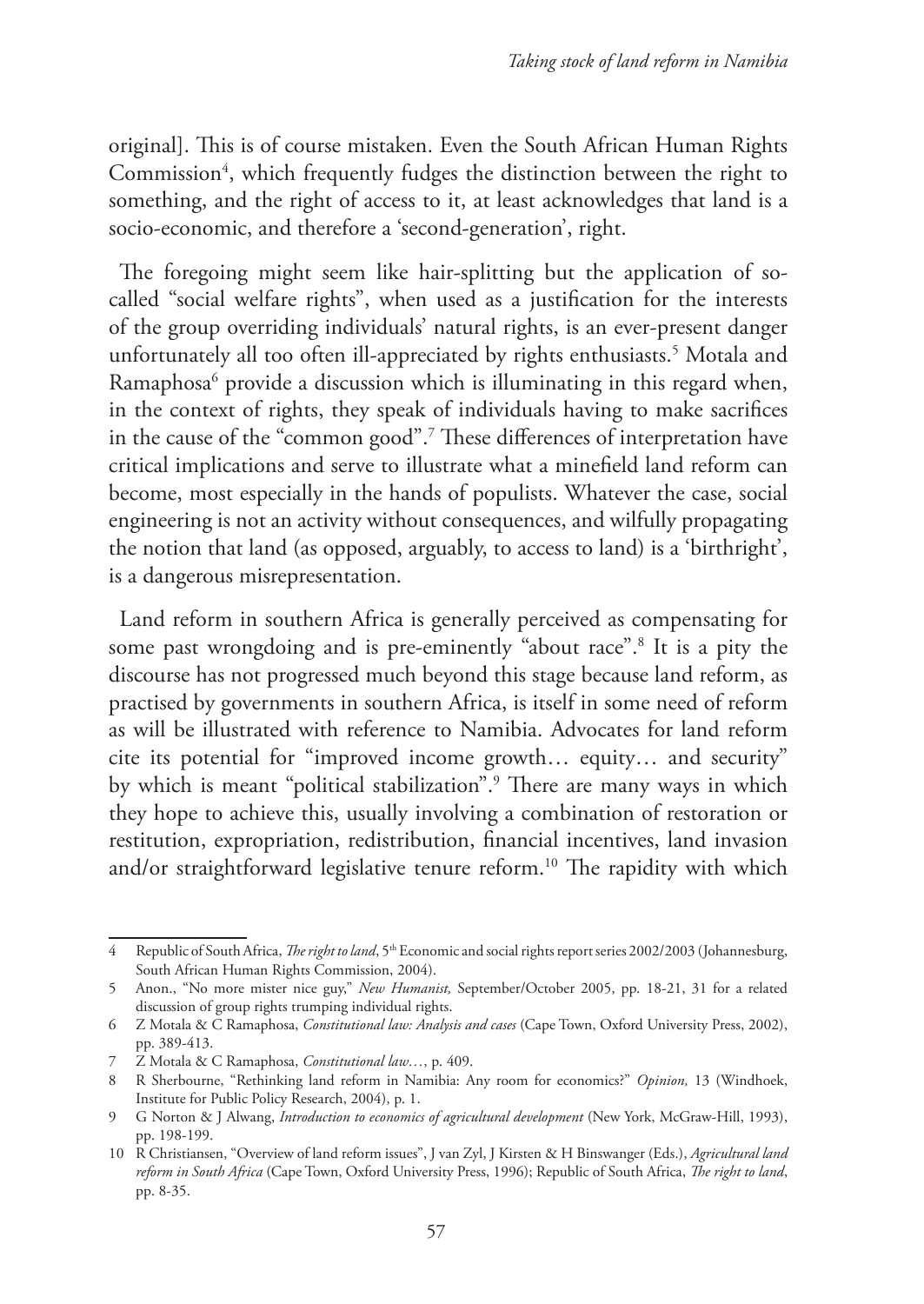original]. This is of course mistaken. Even the South African Human Rights Commission[4], which frequently fudges the distinction between the right to something, and the right of access to it, at least acknowledges that land is a socio-economic, and therefore a 'second-generation', right.

The foregoing might seem like hair-splitting but the application of so-called "social welfare rights", when used as a justification for the interests of the group overriding individuals' natural rights, is an ever-present danger unfortunately all too often ill-appreciated by rights enthusiasts.[5] Motala and Ramaphosa[6] provide a discussion which is illuminating in this regard when, in the context of rights, they speak of individuals having to make sacrifices in the cause of the "common good".[7] These differences of interpretation have critical implications and serve to illustrate what a minefield land reform can become, most especially in the hands of populists. Whatever the case, social engineering is not an activity without consequences, and wilfully propagating the notion that land (as opposed, arguably, to access to land) is a 'birthright', is a dangerous misrepresentation.

Land reform in southern Africa is generally perceived as compensating for some past wrongdoing and is pre-eminently "about race".[8] It is a pity the discourse has not progressed much beyond this stage because land reform, as practised by governments in southern Africa, is itself in some need of reform as will be illustrated with reference to Namibia. Advocates for land reform cite its potential for "improved income growth… equity… and security" by which is meant "political stabilization".[9] There are many ways in which they hope to achieve this, usually involving a combination of restoration or restitution, expropriation, redistribution, financial incentives, land invasion and/or straightforward legislative tenure reform.[10] The rapidity with which

---

4 Republic of South Africa, *The right to land*, 5th Economic and social rights report series 2002/2003 (Johannesburg, South African Human Rights Commission, 2004).

5 Anon., "No more mister nice guy," *New Humanist,* September/October 2005, pp. 18-21, 31 for a related discussion of group rights trumping individual rights.

6 Z Motala & C Ramaphosa, *Constitutional law: Analysis and cases* (Cape Town, Oxford University Press, 2002), pp. 389-413.

7 Z Motala & C Ramaphosa, *Constitutional law…*, p. 409.

8 R Sherbourne, "Rethinking land reform in Namibia: Any room for economics?" *Opinion,* 13 (Windhoek, Institute for Public Policy Research, 2004), p. 1.

9 G Norton & J Alwang, *Introduction to economics of agricultural development* (New York, McGraw-Hill, 1993), pp. 198-199.

10 R Christiansen, "Overview of land reform issues", J van Zyl, J Kirsten & H Binswanger (Eds.), *Agricultural land reform in South Africa* (Cape Town, Oxford University Press, 1996); Republic of South Africa, *The right to land*, pp. 8-35.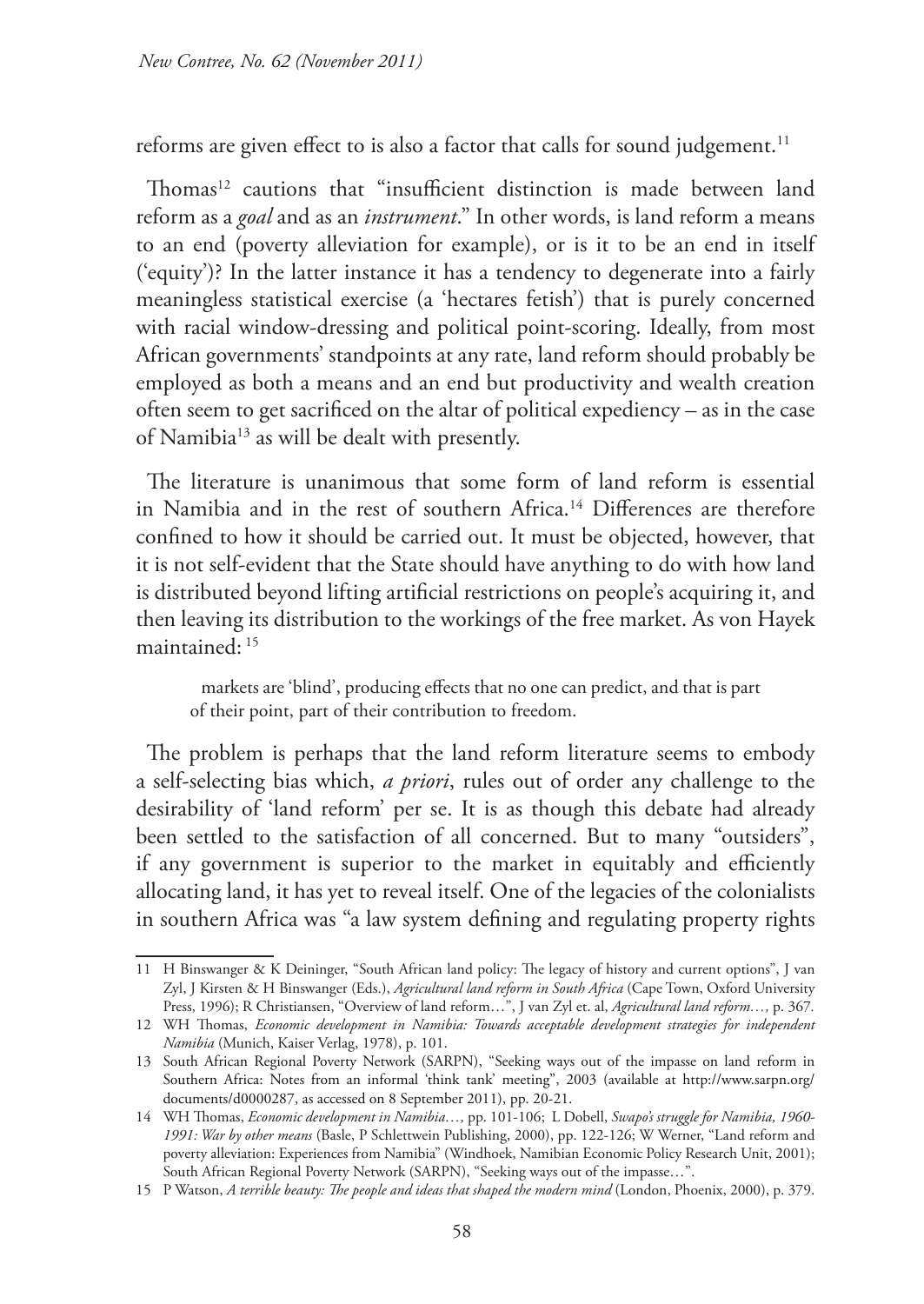reforms are given effect to is also a factor that calls for sound judgement.[11]

Thomas[12] cautions that "insufficient distinction is made between land reform as a *goal* and as an *instrument*." In other words, is land reform a means to an end (poverty alleviation for example), or is it to be an end in itself ('equity')? In the latter instance it has a tendency to degenerate into a fairly meaningless statistical exercise (a 'hectares fetish') that is purely concerned with racial window-dressing and political point-scoring. Ideally, from most African governments' standpoints at any rate, land reform should probably be employed as both a means and an end but productivity and wealth creation often seem to get sacrificed on the altar of political expediency – as in the case of Namibia[13] as will be dealt with presently.

The literature is unanimous that some form of land reform is essential in Namibia and in the rest of southern Africa.[14] Differences are therefore confined to how it should be carried out. It must be objected, however, that it is not self-evident that the State should have anything to do with how land is distributed beyond lifting artificial restrictions on people's acquiring it, and then leaving its distribution to the workings of the free market. As von Hayek maintained: [15]

> markets are 'blind', producing effects that no one can predict, and that is part of their point, part of their contribution to freedom.

The problem is perhaps that the land reform literature seems to embody a self-selecting bias which, *a priori*, rules out of order any challenge to the desirability of 'land reform' per se. It is as though this debate had already been settled to the satisfaction of all concerned. But to many "outsiders", if any government is superior to the market in equitably and efficiently allocating land, it has yet to reveal itself. One of the legacies of the colonialists in southern Africa was "a law system defining and regulating property rights

---

11 H Binswanger & K Deininger, "South African land policy: The legacy of history and current options", J van Zyl, J Kirsten & H Binswanger (Eds.), *Agricultural land reform in South Africa* (Cape Town, Oxford University Press, 1996); R Christiansen, "Overview of land reform…", J van Zyl et. al, *Agricultural land reform…*, p. 367.

12 WH Thomas, *Economic development in Namibia: Towards acceptable development strategies for independent Namibia* (Munich, Kaiser Verlag, 1978), p. 101.

13 South African Regional Poverty Network (SARPN), "Seeking ways out of the impasse on land reform in Southern Africa: Notes from an informal 'think tank' meeting", 2003 (available at http://www.sarpn.org/documents/d0000287, as accessed on 8 September 2011), pp. 20-21.

14 WH Thomas, *Economic development in Namibia…*, pp. 101-106; L Dobell, *Swapo's struggle for Namibia, 1960-1991: War by other means* (Basle, P Schlettwein Publishing, 2000), pp. 122-126; W Werner, "Land reform and poverty alleviation: Experiences from Namibia" (Windhoek, Namibian Economic Policy Research Unit, 2001); South African Regional Poverty Network (SARPN), "Seeking ways out of the impasse…".

15 P Watson, *A terrible beauty: The people and ideas that shaped the modern mind* (London, Phoenix, 2000), p. 379.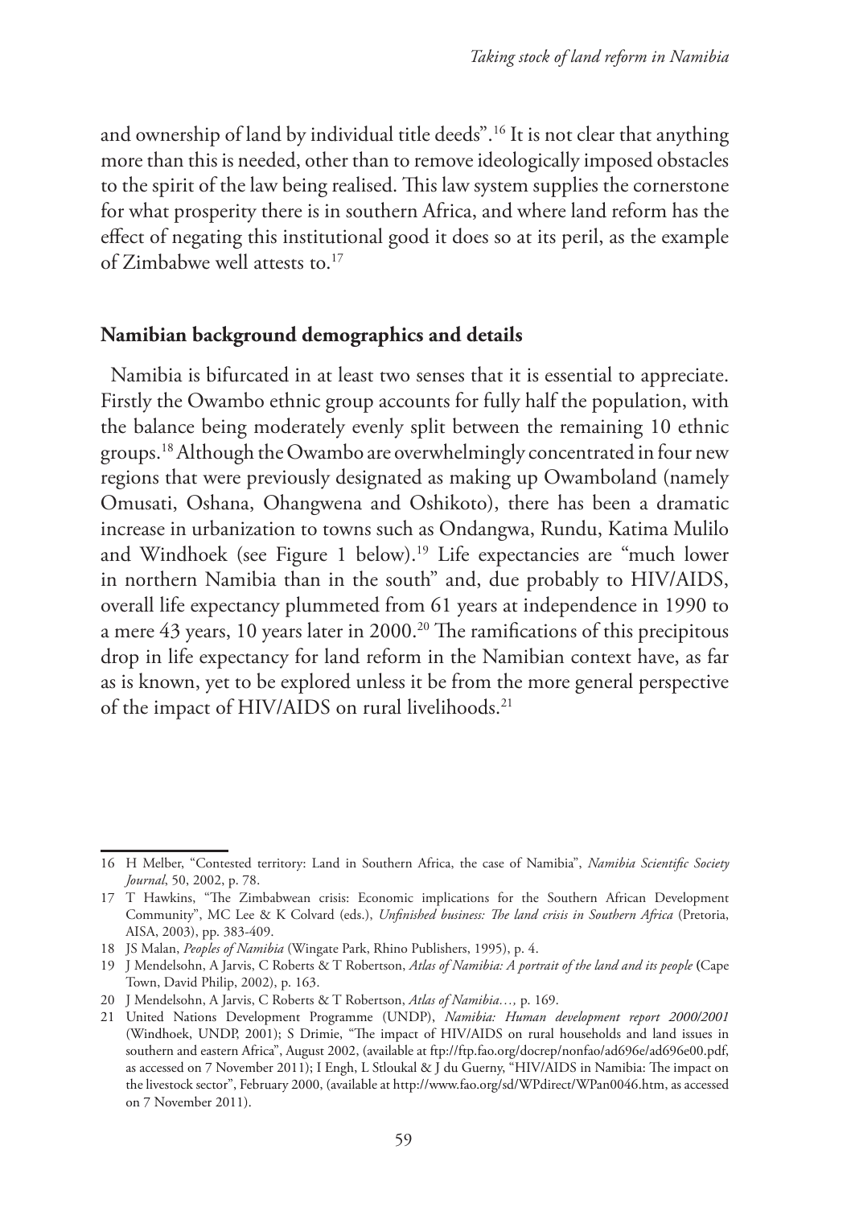and ownership of land by individual title deeds".[16] It is not clear that anything more than this is needed, other than to remove ideologically imposed obstacles to the spirit of the law being realised. This law system supplies the cornerstone for what prosperity there is in southern Africa, and where land reform has the effect of negating this institutional good it does so at its peril, as the example of Zimbabwe well attests to.[17]

## Namibian background demographics and details

Namibia is bifurcated in at least two senses that it is essential to appreciate. Firstly the Owambo ethnic group accounts for fully half the population, with the balance being moderately evenly split between the remaining 10 ethnic groups.[18] Although the Owambo are overwhelmingly concentrated in four new regions that were previously designated as making up Owamboland (namely Omusati, Oshana, Ohangwena and Oshikoto), there has been a dramatic increase in urbanization to towns such as Ondangwa, Rundu, Katima Mulilo and Windhoek (see Figure 1 below).[19] Life expectancies are "much lower in northern Namibia than in the south" and, due probably to HIV/AIDS, overall life expectancy plummeted from 61 years at independence in 1990 to a mere 43 years, 10 years later in 2000.[20] The ramifications of this precipitous drop in life expectancy for land reform in the Namibian context have, as far as is known, yet to be explored unless it be from the more general perspective of the impact of HIV/AIDS on rural livelihoods.[21]

---

16 H Melber, "Contested territory: Land in Southern Africa, the case of Namibia", *Namibia Scientific Society Journal*, 50, 2002, p. 78.

17 T Hawkins, "The Zimbabwean crisis: Economic implications for the Southern African Development Community", MC Lee & K Colvard (eds.), *Unfinished business: The land crisis in Southern Africa* (Pretoria, AISA, 2003), pp. 383-409.

18 JS Malan, *Peoples of Namibia* (Wingate Park, Rhino Publishers, 1995), p. 4.

19 J Mendelsohn, A Jarvis, C Roberts & T Robertson, *Atlas of Namibia: A portrait of the land and its people* (Cape Town, David Philip, 2002), p. 163.

20 J Mendelsohn, A Jarvis, C Roberts & T Robertson, *Atlas of Namibia…,* p. 169.

21 United Nations Development Programme (UNDP), *Namibia: Human development report 2000/2001* (Windhoek, UNDP, 2001); S Drimie, "The impact of HIV/AIDS on rural households and land issues in southern and eastern Africa", August 2002, (available at ftp://ftp.fao.org/docrep/nonfao/ad696e/ad696e00.pdf, as accessed on 7 November 2011); I Engh, L Stloukal & J du Guerny, "HIV/AIDS in Namibia: The impact on the livestock sector", February 2000, (available at http://www.fao.org/sd/WPdirect/WPan0046.htm, as accessed on 7 November 2011).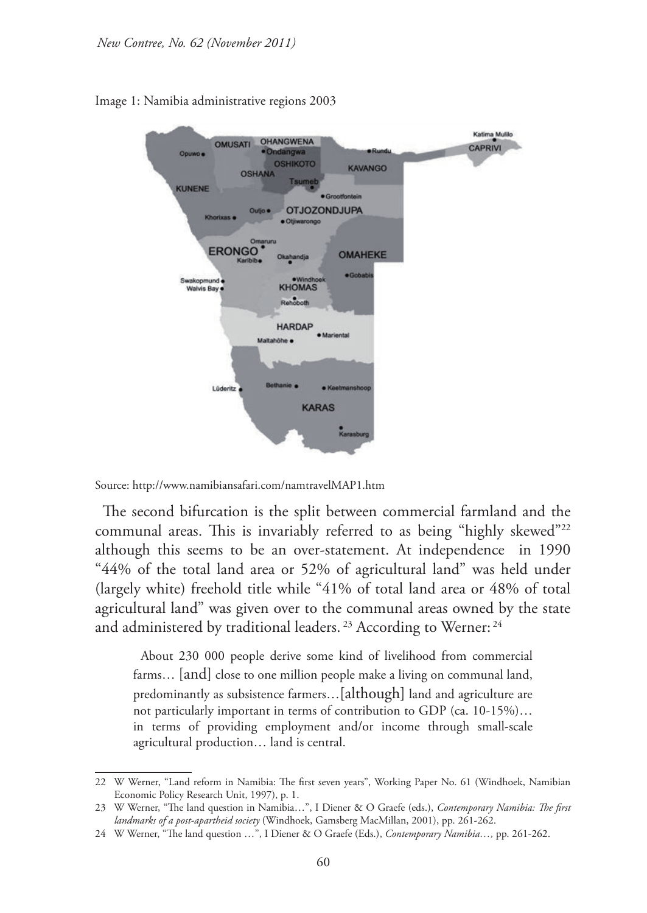Image 1: Namibia administrative regions 2003

Source: http://www.namibiansafari.com/namtravelMAP1.htm

The second bifurcation is the split between commercial farmland and the communal areas. This is invariably referred to as being "highly skewed"[22] although this seems to be an over-statement. At independence in 1990 "44% of the total land area or 52% of agricultural land" was held under (largely white) freehold title while "41% of total land area or 48% of total agricultural land" was given over to the communal areas owned by the state and administered by traditional leaders.[23] According to Werner:[24]

> About 230 000 people derive some kind of livelihood from commercial farms… [and] close to one million people make a living on communal land, predominantly as subsistence farmers…[although] land and agriculture are not particularly important in terms of contribution to GDP (ca. 10-15%)… in terms of providing employment and/or income through small-scale agricultural production… land is central.

---

22 W Werner, "Land reform in Namibia: The first seven years", Working Paper No. 61 (Windhoek, Namibian Economic Policy Research Unit, 1997), p. 1.

23 W Werner, "The land question in Namibia…", I Diener & O Graefe (eds.), *Contemporary Namibia: The first landmarks of a post-apartheid society* (Windhoek, Gamsberg MacMillan, 2001), pp. 261-262.

24 W Werner, "The land question …", I Diener & O Graefe (Eds.), *Contemporary Namibia…,* pp. 261-262.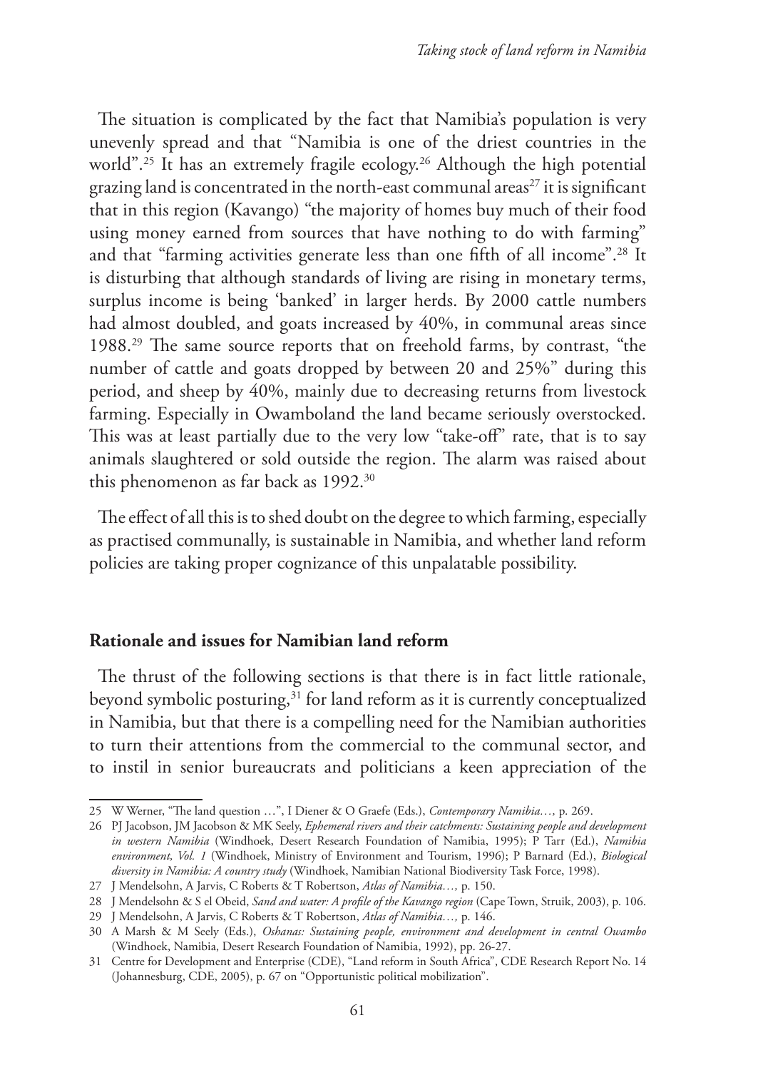The situation is complicated by the fact that Namibia's population is very unevenly spread and that "Namibia is one of the driest countries in the world".[25] It has an extremely fragile ecology.[26] Although the high potential grazing land is concentrated in the north-east communal areas[27] it is significant that in this region (Kavango) "the majority of homes buy much of their food using money earned from sources that have nothing to do with farming" and that "farming activities generate less than one fifth of all income".[28] It is disturbing that although standards of living are rising in monetary terms, surplus income is being 'banked' in larger herds. By 2000 cattle numbers had almost doubled, and goats increased by 40%, in communal areas since 1988.[29] The same source reports that on freehold farms, by contrast, "the number of cattle and goats dropped by between 20 and 25%" during this period, and sheep by 40%, mainly due to decreasing returns from livestock farming. Especially in Owamboland the land became seriously overstocked. This was at least partially due to the very low "take-off" rate, that is to say animals slaughtered or sold outside the region. The alarm was raised about this phenomenon as far back as 1992.[30]

The effect of all this is to shed doubt on the degree to which farming, especially as practised communally, is sustainable in Namibia, and whether land reform policies are taking proper cognizance of this unpalatable possibility.

## Rationale and issues for Namibian land reform

The thrust of the following sections is that there is in fact little rationale, beyond symbolic posturing,[31] for land reform as it is currently conceptualized in Namibia, but that there is a compelling need for the Namibian authorities to turn their attentions from the commercial to the communal sector, and to instil in senior bureaucrats and politicians a keen appreciation of the

---

25 W Werner, "The land question …", I Diener & O Graefe (Eds.), *Contemporary Namibia…,* p. 269.

26 PJ Jacobson, JM Jacobson & MK Seely, *Ephemeral rivers and their catchments: Sustaining people and development in western Namibia* (Windhoek, Desert Research Foundation of Namibia, 1995); P Tarr (Ed.), *Namibia environment, Vol. 1* (Windhoek, Ministry of Environment and Tourism, 1996); P Barnard (Ed.), *Biological diversity in Namibia: A country study* (Windhoek, Namibian National Biodiversity Task Force, 1998).

27 J Mendelsohn, A Jarvis, C Roberts & T Robertson, *Atlas of Namibia…,* p. 150.

28 J Mendelsohn & S el Obeid, *Sand and water: A profile of the Kavango region* (Cape Town, Struik, 2003), p. 106.

29 J Mendelsohn, A Jarvis, C Roberts & T Robertson, *Atlas of Namibia…,* p. 146.

30 A Marsh & M Seely (Eds.), *Oshanas: Sustaining people, environment and development in central Owambo* (Windhoek, Namibia, Desert Research Foundation of Namibia, 1992), pp. 26-27.

31 Centre for Development and Enterprise (CDE), "Land reform in South Africa", CDE Research Report No. 14 (Johannesburg, CDE, 2005), p. 67 on "Opportunistic political mobilization".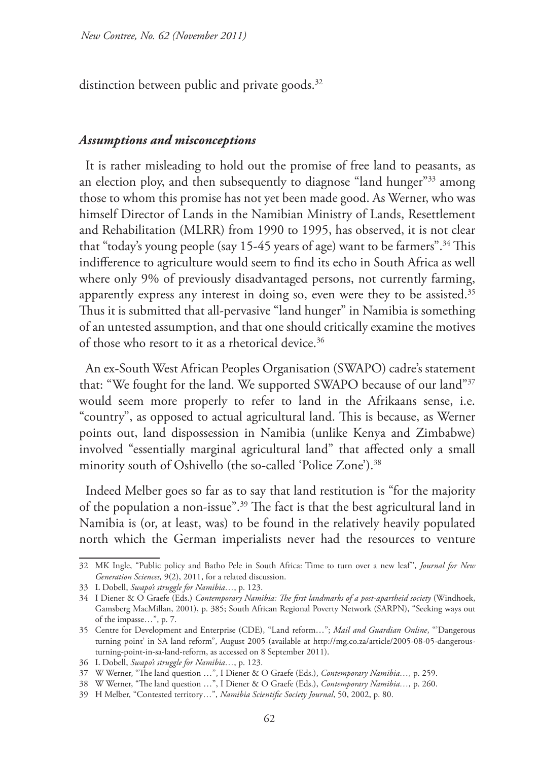distinction between public and private goods.[32]

### *Assumptions and misconceptions*

It is rather misleading to hold out the promise of free land to peasants, as an election ploy, and then subsequently to diagnose "land hunger"[33] among those to whom this promise has not yet been made good. As Werner, who was himself Director of Lands in the Namibian Ministry of Lands, Resettlement and Rehabilitation (MLRR) from 1990 to 1995, has observed, it is not clear that "today's young people (say 15-45 years of age) want to be farmers".[34] This indifference to agriculture would seem to find its echo in South Africa as well where only 9% of previously disadvantaged persons, not currently farming, apparently express any interest in doing so, even were they to be assisted.[35] Thus it is submitted that all-pervasive "land hunger" in Namibia is something of an untested assumption, and that one should critically examine the motives of those who resort to it as a rhetorical device.[36]

An ex-South West African Peoples Organisation (SWAPO) cadre's statement that: "We fought for the land. We supported SWAPO because of our land"[37] would seem more properly to refer to land in the Afrikaans sense, i.e. "country", as opposed to actual agricultural land. This is because, as Werner points out, land dispossession in Namibia (unlike Kenya and Zimbabwe) involved "essentially marginal agricultural land" that affected only a small minority south of Oshivello (the so-called 'Police Zone').[38]

Indeed Melber goes so far as to say that land restitution is "for the majority of the population a non-issue".[39] The fact is that the best agricultural land in Namibia is (or, at least, was) to be found in the relatively heavily populated north which the German imperialists never had the resources to venture

---

32 MK Ingle, "Public policy and Batho Pele in South Africa: Time to turn over a new leaf", *Journal for New Generation Sciences,* 9(2), 2011, for a related discussion.

33 L Dobell, *Swapo's struggle for Namibia…*, p. 123.

34 I Diener & O Graefe (Eds.) *Contemporary Namibia: The first landmarks of a post-apartheid society* (Windhoek, Gamsberg MacMillan, 2001), p. 385; South African Regional Poverty Network (SARPN), "Seeking ways out of the impasse…", p. 7.

35 Centre for Development and Enterprise (CDE), "Land reform…"; *Mail and Guardian Online*, "'Dangerous turning point' in SA land reform", August 2005 (available at http://mg.co.za/article/2005-08-05-dangerous-turning-point-in-sa-land-reform, as accessed on 8 September 2011).

36 L Dobell, *Swapo's struggle for Namibia…*, p. 123.

37 W Werner, "The land question …", I Diener & O Graefe (Eds.), *Contemporary Namibia…,* p. 259.

38 W Werner, "The land question …", I Diener & O Graefe (Eds.), *Contemporary Namibia…,* p. 260.

39 H Melber, "Contested territory…", *Namibia Scientific Society Journal*, 50, 2002, p. 80.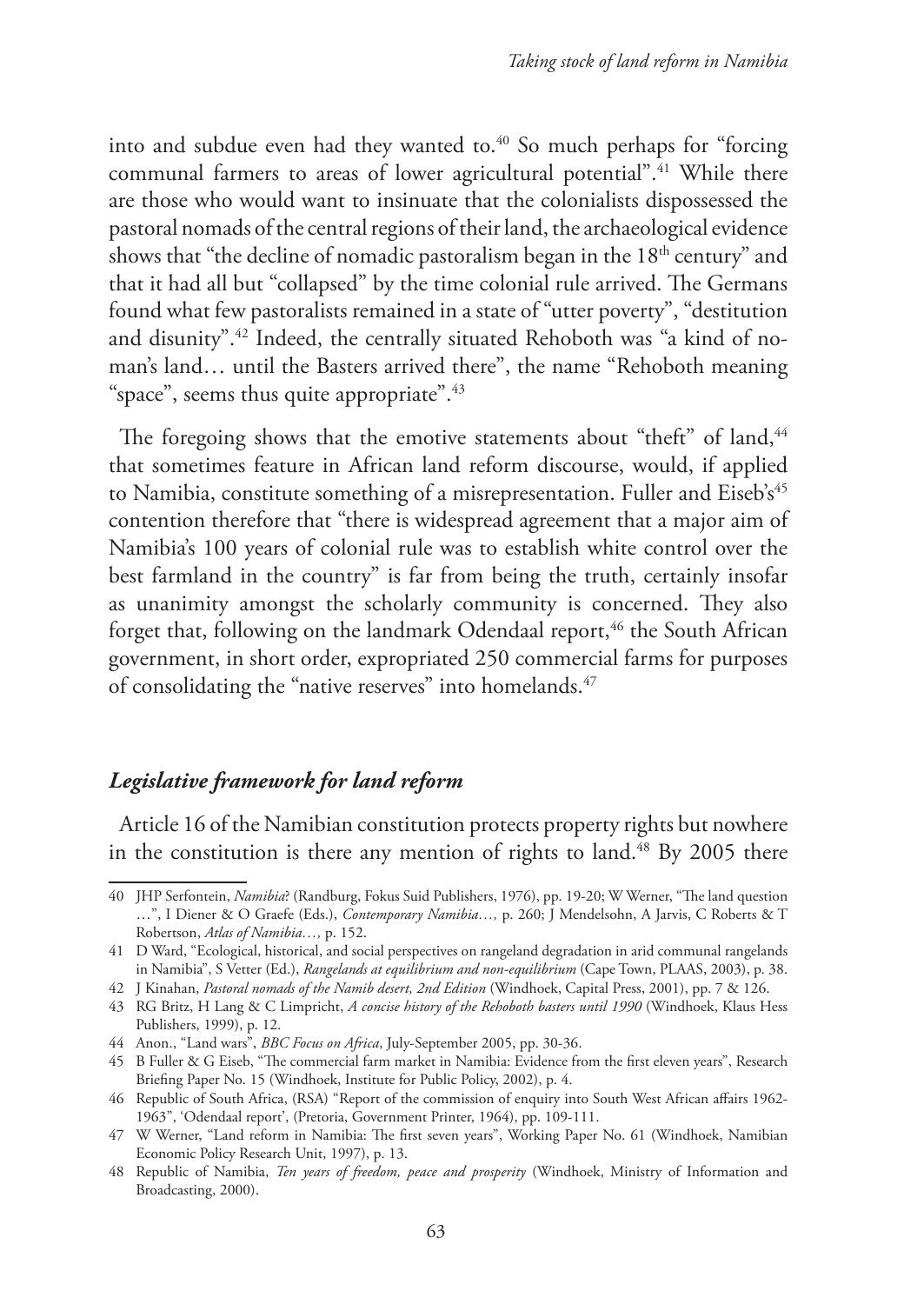into and subdue even had they wanted to.[40] So much perhaps for "forcing communal farmers to areas of lower agricultural potential".[41] While there are those who would want to insinuate that the colonialists dispossessed the pastoral nomads of the central regions of their land, the archaeological evidence shows that "the decline of nomadic pastoralism began in the 18th century" and that it had all but "collapsed" by the time colonial rule arrived. The Germans found what few pastoralists remained in a state of "utter poverty", "destitution and disunity".[42] Indeed, the centrally situated Rehoboth was "a kind of no-man's land… until the Basters arrived there", the name "Rehoboth meaning "space", seems thus quite appropriate".[43]

The foregoing shows that the emotive statements about "theft" of land,[44] that sometimes feature in African land reform discourse, would, if applied to Namibia, constitute something of a misrepresentation. Fuller and Eiseb's[45] contention therefore that "there is widespread agreement that a major aim of Namibia's 100 years of colonial rule was to establish white control over the best farmland in the country" is far from being the truth, certainly insofar as unanimity amongst the scholarly community is concerned. They also forget that, following on the landmark Odendaal report,[46] the South African government, in short order, expropriated 250 commercial farms for purposes of consolidating the "native reserves" into homelands.[47]

## *Legislative framework for land reform*

Article 16 of the Namibian constitution protects property rights but nowhere in the constitution is there any mention of rights to land.[48] By 2005 there

---

40 JHP Serfontein, *Namibia*? (Randburg, Fokus Suid Publishers, 1976), pp. 19-20; W Werner, "The land question …", I Diener & O Graefe (Eds.), *Contemporary Namibia…,* p. 260; J Mendelsohn, A Jarvis, C Roberts & T Robertson, *Atlas of Namibia…,* p. 152.

41 D Ward, "Ecological, historical, and social perspectives on rangeland degradation in arid communal rangelands in Namibia", S Vetter (Ed.), *Rangelands at equilibrium and non-equilibrium* (Cape Town, PLAAS, 2003), p. 38.

42 J Kinahan, *Pastoral nomads of the Namib desert, 2nd Edition* (Windhoek, Capital Press, 2001), pp. 7 & 126.

43 RG Britz, H Lang & C Limpricht, *A concise history of the Rehoboth basters until 1990* (Windhoek, Klaus Hess Publishers, 1999), p. 12.

44 Anon., "Land wars", *BBC Focus on Africa*, July-September 2005, pp. 30-36.

45 B Fuller & G Eiseb, "The commercial farm market in Namibia: Evidence from the first eleven years", Research Briefing Paper No. 15 (Windhoek, Institute for Public Policy, 2002), p. 4.

46 Republic of South Africa, (RSA) "Report of the commission of enquiry into South West African affairs 1962-1963", 'Odendaal report', (Pretoria, Government Printer, 1964), pp. 109-111.

47 W Werner, "Land reform in Namibia: The first seven years", Working Paper No. 61 (Windhoek, Namibian Economic Policy Research Unit, 1997), p. 13.

48 Republic of Namibia, *Ten years of freedom, peace and prosperity* (Windhoek, Ministry of Information and Broadcasting, 2000).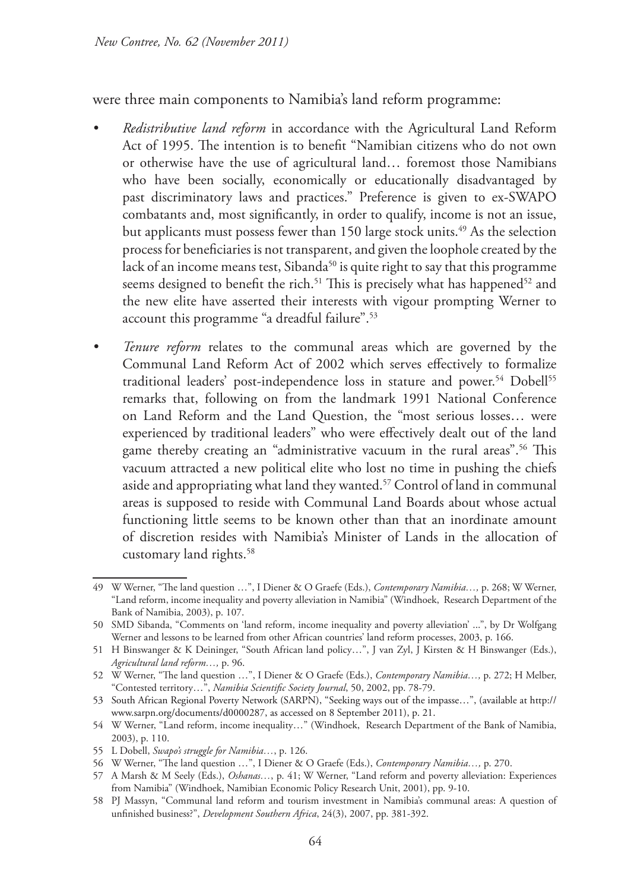were three main components to Namibia's land reform programme:

- *Redistributive land reform* in accordance with the Agricultural Land Reform Act of 1995. The intention is to benefit "Namibian citizens who do not own or otherwise have the use of agricultural land… foremost those Namibians who have been socially, economically or educationally disadvantaged by past discriminatory laws and practices." Preference is given to ex-SWAPO combatants and, most significantly, in order to qualify, income is not an issue, but applicants must possess fewer than 150 large stock units.[49] As the selection process for beneficiaries is not transparent, and given the loophole created by the lack of an income means test, Sibanda[50] is quite right to say that this programme seems designed to benefit the rich.[51] This is precisely what has happened[52] and the new elite have asserted their interests with vigour prompting Werner to account this programme "a dreadful failure".[53]

- *Tenure reform* relates to the communal areas which are governed by the Communal Land Reform Act of 2002 which serves effectively to formalize traditional leaders' post-independence loss in stature and power.[54] Dobell[55] remarks that, following on from the landmark 1991 National Conference on Land Reform and the Land Question, the "most serious losses… were experienced by traditional leaders" who were effectively dealt out of the land game thereby creating an "administrative vacuum in the rural areas".[56] This vacuum attracted a new political elite who lost no time in pushing the chiefs aside and appropriating what land they wanted.[57] Control of land in communal areas is supposed to reside with Communal Land Boards about whose actual functioning little seems to be known other than that an inordinate amount of discretion resides with Namibia's Minister of Lands in the allocation of customary land rights.[58]

---

49 W Werner, "The land question …", I Diener & O Graefe (Eds.), *Contemporary Namibia…,* p. 268; W Werner, "Land reform, income inequality and poverty alleviation in Namibia" (Windhoek, Research Department of the Bank of Namibia, 2003), p. 107.

50 SMD Sibanda, "Comments on 'land reform, income inequality and poverty alleviation' ...", by Dr Wolfgang Werner and lessons to be learned from other African countries' land reform processes, 2003, p. 166.

51 H Binswanger & K Deininger, "South African land policy…", J van Zyl, J Kirsten & H Binswanger (Eds.), *Agricultural land reform…,* p. 96.

52 W Werner, "The land question …", I Diener & O Graefe (Eds.), *Contemporary Namibia…,* p. 272; H Melber, "Contested territory…", *Namibia Scientific Society Journal*, 50, 2002, pp. 78-79.

53 South African Regional Poverty Network (SARPN), "Seeking ways out of the impasse…", (available at http://www.sarpn.org/documents/d0000287, as accessed on 8 September 2011), p. 21.

54 W Werner, "Land reform, income inequality…" (Windhoek, Research Department of the Bank of Namibia, 2003), p. 110.

55 L Dobell, *Swapo's struggle for Namibia…*, p. 126.

56 W Werner, "The land question …", I Diener & O Graefe (Eds.), *Contemporary Namibia…,* p. 270.

57 A Marsh & M Seely (Eds.), *Oshanas…*, p. 41; W Werner, "Land reform and poverty alleviation: Experiences from Namibia" (Windhoek, Namibian Economic Policy Research Unit, 2001), pp. 9-10.

58 PJ Massyn, "Communal land reform and tourism investment in Namibia's communal areas: A question of unfinished business?", *Development Southern Africa*, 24(3), 2007, pp. 381-392.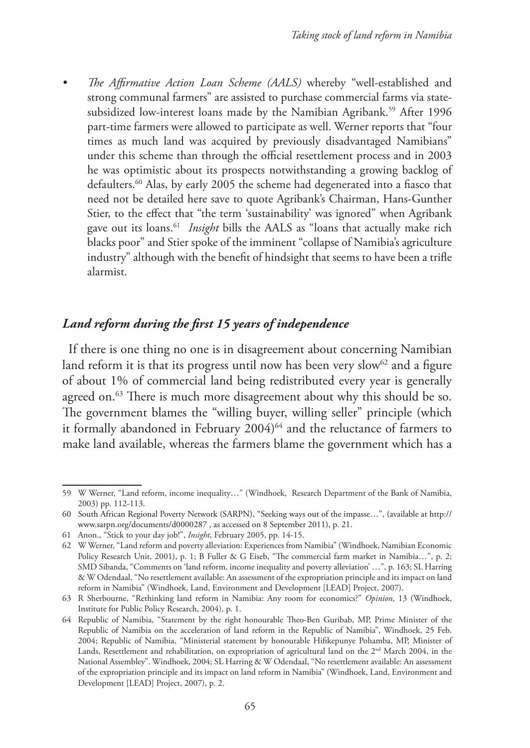- *The Affirmative Action Loan Scheme (AALS)* whereby "well-established and strong communal farmers" are assisted to purchase commercial farms via state-subsidized low-interest loans made by the Namibian Agribank.[59] After 1996 part-time farmers were allowed to participate as well. Werner reports that "four times as much land was acquired by previously disadvantaged Namibians" under this scheme than through the official resettlement process and in 2003 he was optimistic about its prospects notwithstanding a growing backlog of defaulters.[60] Alas, by early 2005 the scheme had degenerated into a fiasco that need not be detailed here save to quote Agribank's Chairman, Hans-Gunther Stier, to the effect that "the term 'sustainability' was ignored" when Agribank gave out its loans.[61] *Insight* bills the AALS as "loans that actually make rich blacks poor" and Stier spoke of the imminent "collapse of Namibia's agriculture industry" although with the benefit of hindsight that seems to have been a trifle alarmist.

## *Land reform during the first 15 years of independence*

If there is one thing no one is in disagreement about concerning Namibian land reform it is that its progress until now has been very slow[62] and a figure of about 1% of commercial land being redistributed every year is generally agreed on.[63] There is much more disagreement about why this should be so. The government blames the "willing buyer, willing seller" principle (which it formally abandoned in February 2004)[64] and the reluctance of farmers to make land available, whereas the farmers blame the government which has a

---

59 W Werner, "Land reform, income inequality…" (Windhoek, Research Department of the Bank of Namibia, 2003) pp. 112-113.

60 South African Regional Poverty Network (SARPN), "Seeking ways out of the impasse…", (available at http://www.sarpn.org/documents/d0000287 , as accessed on 8 September 2011), p. 21.

61 Anon., "Stick to your day job!", *Insight*, February 2005, pp. 14-15.

62 W Werner, "Land reform and poverty alleviation: Experiences from Namibia" (Windhoek, Namibian Economic Policy Research Unit, 2001), p. 1; B Fuller & G Eiseb, "The commercial farm market in Namibia…", p. 2; SMD Sibanda, "Comments on 'land reform, income inequality and poverty alleviation' …", p. 163; SL Harring & W Odendaal, "No resettlement available: An assessment of the expropriation principle and its impact on land reform in Namibia" (Windhoek, Land, Environment and Development [LEAD] Project, 2007).

63 R Sherbourne, "Rethinking land reform in Namibia: Any room for economics?" *Opinion,* 13 (Windhoek, Institute for Public Policy Research, 2004), p. 1.

64 Republic of Namibia, "Statement by the right honourable Theo-Ben Guribab, MP, Prime Minister of the Republic of Namibia on the acceleration of land reform in the Republic of Namibia", Windhoek, 25 Feb. 2004; Republic of Namibia, "Ministerial statement by honourable Hifikepunye Pohamba, MP, Minister of Lands, Resettlement and rehabilitation, on expropriation of agricultural land on the 2nd March 2004, in the National Assembley". Windhoek, 2004; SL Harring & W Odendaal, "No resettlement available: An assessment of the expropriation principle and its impact on land reform in Namibia" (Windhoek, Land, Environment and Development [LEAD] Project, 2007), p. 2.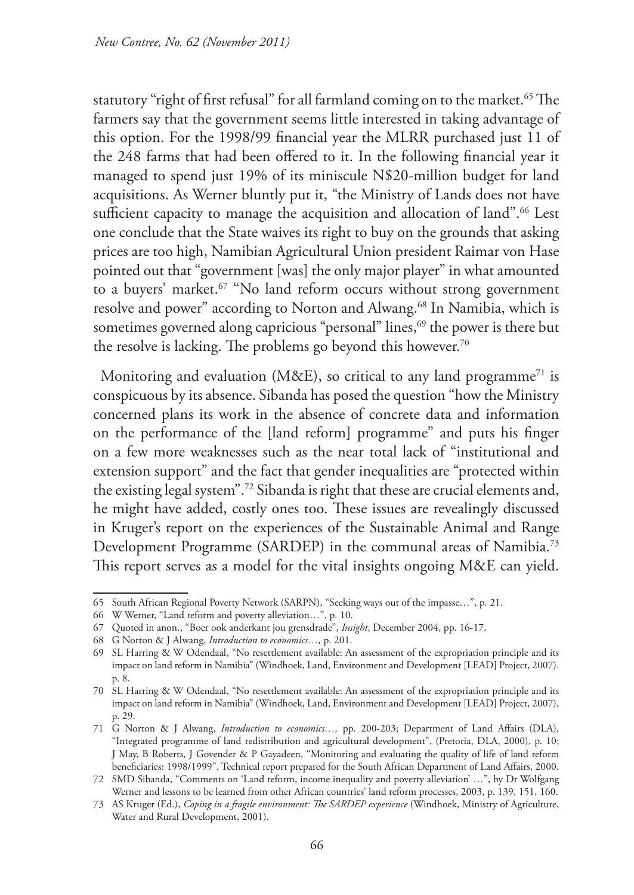statutory "right of first refusal" for all farmland coming on to the market.[65] The farmers say that the government seems little interested in taking advantage of this option. For the 1998/99 financial year the MLRR purchased just 11 of the 248 farms that had been offered to it. In the following financial year it managed to spend just 19% of its miniscule N$20-million budget for land acquisitions. As Werner bluntly put it, "the Ministry of Lands does not have sufficient capacity to manage the acquisition and allocation of land".[66] Lest one conclude that the State waives its right to buy on the grounds that asking prices are too high, Namibian Agricultural Union president Raimar von Hase pointed out that "government [was] the only major player" in what amounted to a buyers' market.[67] "No land reform occurs without strong government resolve and power" according to Norton and Alwang.[68] In Namibia, which is sometimes governed along capricious "personal" lines,[69] the power is there but the resolve is lacking. The problems go beyond this however.[70]

Monitoring and evaluation (M&E), so critical to any land programme[71] is conspicuous by its absence. Sibanda has posed the question "how the Ministry concerned plans its work in the absence of concrete data and information on the performance of the [land reform] programme" and puts his finger on a few more weaknesses such as the near total lack of "institutional and extension support" and the fact that gender inequalities are "protected within the existing legal system".[72] Sibanda is right that these are crucial elements and, he might have added, costly ones too. These issues are revealingly discussed in Kruger's report on the experiences of the Sustainable Animal and Range Development Programme (SARDEP) in the communal areas of Namibia.[73] This report serves as a model for the vital insights ongoing M&E can yield.

---

65 South African Regional Poverty Network (SARPN), "Seeking ways out of the impasse…", p. 21.

66 W Werner, "Land reform and poverty alleviation…", p. 10.

67 Quoted in anon., "Boer ook anderkant jou grensdrade", *Insight*, December 2004, pp. 16-17.

68 G Norton & J Alwang, *Introduction to economics…,* p. 201.

69 SL Harring & W Odendaal, "No resettlement available: An assessment of the expropriation principle and its impact on land reform in Namibia" (Windhoek, Land, Environment and Development [LEAD] Project, 2007). p. 8.

70 SL Harring & W Odendaal, "No resettlement available: An assessment of the expropriation principle and its impact on land reform in Namibia" (Windhoek, Land, Environment and Development [LEAD] Project, 2007), p. 29.

71 G Norton & J Alwang, *Introduction to economics…,* pp. 200-203; Department of Land Affairs (DLA), "Integrated programme of land redistribution and agricultural development", (Pretoria, DLA, 2000), p. 10; J May, B Roberts, J Govender & P Gayadeen, "Monitoring and evaluating the quality of life of land reform beneficiaries: 1998/1999". Technical report prepared for the South African Department of Land Affairs, 2000.

72 SMD Sibanda, "Comments on 'Land reform, income inequality and poverty alleviation' …", by Dr Wolfgang Werner and lessons to be learned from other African countries' land reform processes, 2003, p. 139, 151, 160.

73 AS Kruger (Ed.), *Coping in a fragile environment: The SARDEP experience* (Windhoek, Ministry of Agriculture, Water and Rural Development, 2001).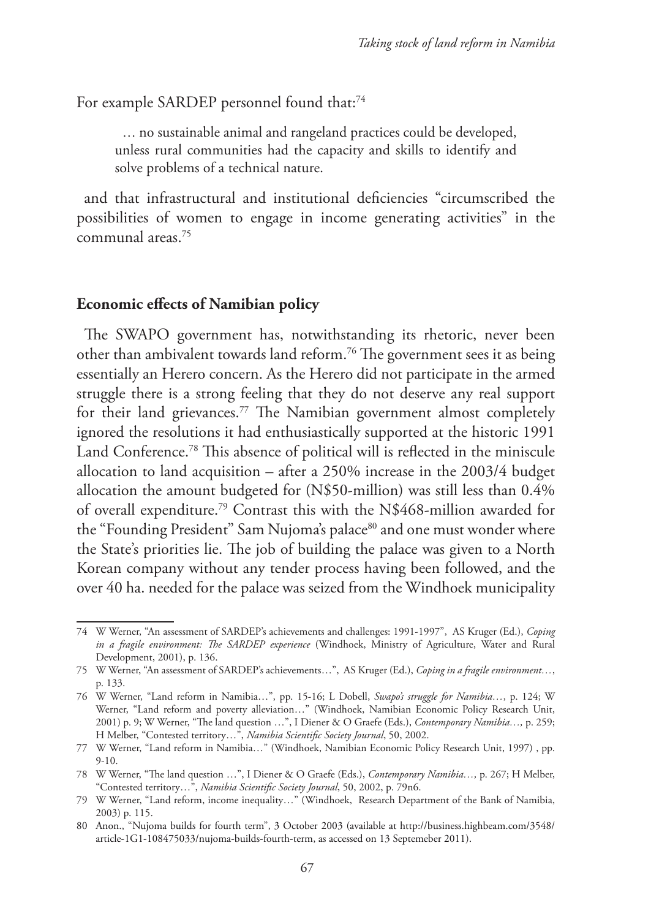For example SARDEP personnel found that:[74]

> … no sustainable animal and rangeland practices could be developed, unless rural communities had the capacity and skills to identify and solve problems of a technical nature.

and that infrastructural and institutional deficiencies "circumscribed the possibilities of women to engage in income generating activities" in the communal areas.[75]

## Economic effects of Namibian policy

The SWAPO government has, notwithstanding its rhetoric, never been other than ambivalent towards land reform.[76] The government sees it as being essentially an Herero concern. As the Herero did not participate in the armed struggle there is a strong feeling that they do not deserve any real support for their land grievances.[77] The Namibian government almost completely ignored the resolutions it had enthusiastically supported at the historic 1991 Land Conference.[78] This absence of political will is reflected in the miniscule allocation to land acquisition – after a 250% increase in the 2003/4 budget allocation the amount budgeted for (N$50-million) was still less than 0.4% of overall expenditure.[79] Contrast this with the N$468-million awarded for the "Founding President" Sam Nujoma's palace[80] and one must wonder where the State's priorities lie. The job of building the palace was given to a North Korean company without any tender process having been followed, and the over 40 ha. needed for the palace was seized from the Windhoek municipality

---

74 W Werner, "An assessment of SARDEP's achievements and challenges: 1991-1997", AS Kruger (Ed.), *Coping in a fragile environment: The SARDEP experience* (Windhoek, Ministry of Agriculture, Water and Rural Development, 2001), p. 136.

75 W Werner, "An assessment of SARDEP's achievements…", AS Kruger (Ed.), *Coping in a fragile environment…*, p. 133.

76 W Werner, "Land reform in Namibia…", pp. 15-16; L Dobell, *Swapo's struggle for Namibia…*, p. 124; W Werner, "Land reform and poverty alleviation…" (Windhoek, Namibian Economic Policy Research Unit, 2001) p. 9; W Werner, "The land question …", I Diener & O Graefe (Eds.), *Contemporary Namibia…,* p. 259; H Melber, "Contested territory…", *Namibia Scientific Society Journal*, 50, 2002.

77 W Werner, "Land reform in Namibia…" (Windhoek, Namibian Economic Policy Research Unit, 1997) , pp. 9-10.

78 W Werner, "The land question …", I Diener & O Graefe (Eds.), *Contemporary Namibia…,* p. 267; H Melber, "Contested territory…", *Namibia Scientific Society Journal*, 50, 2002, p. 79n6.

79 W Werner, "Land reform, income inequality…" (Windhoek, Research Department of the Bank of Namibia, 2003) p. 115.

80 Anon., "Nujoma builds for fourth term", 3 October 2003 (available at http://business.highbeam.com/3548/article-1G1-108475033/nujoma-builds-fourth-term, as accessed on 13 Septemeber 2011).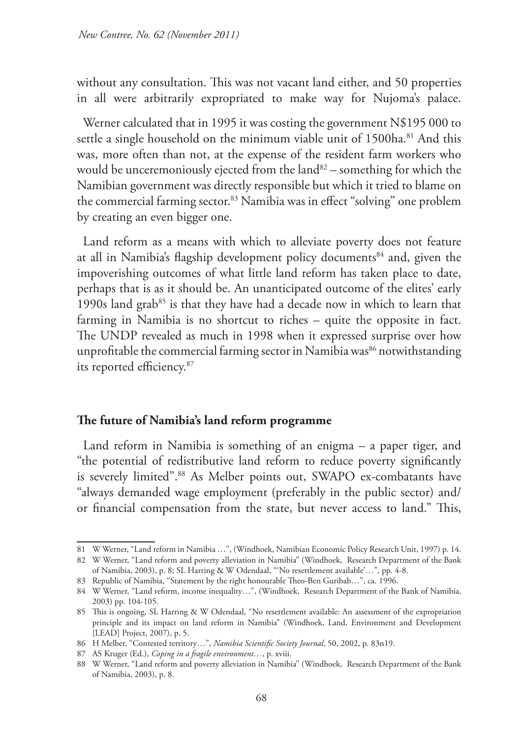without any consultation. This was not vacant land either, and 50 properties in all were arbitrarily expropriated to make way for Nujoma's palace.

Werner calculated that in 1995 it was costing the government N$195 000 to settle a single household on the minimum viable unit of 1500ha.[81] And this was, more often than not, at the expense of the resident farm workers who would be unceremoniously ejected from the land[82] – something for which the Namibian government was directly responsible but which it tried to blame on the commercial farming sector.[83] Namibia was in effect "solving" one problem by creating an even bigger one.

Land reform as a means with which to alleviate poverty does not feature at all in Namibia's flagship development policy documents[84] and, given the impoverishing outcomes of what little land reform has taken place to date, perhaps that is as it should be. An unanticipated outcome of the elites' early 1990s land grab[85] is that they have had a decade now in which to learn that farming in Namibia is no shortcut to riches – quite the opposite in fact. The UNDP revealed as much in 1998 when it expressed surprise over how unprofitable the commercial farming sector in Namibia was[86] notwithstanding its reported efficiency.[87]

## The future of Namibia's land reform programme

Land reform in Namibia is something of an enigma – a paper tiger, and "the potential of redistributive land reform to reduce poverty significantly is severely limited".[88] As Melber points out, SWAPO ex-combatants have "always demanded wage employment (preferably in the public sector) and/or financial compensation from the state, but never access to land." This,

---

81 W Werner, "Land reform in Namibia …", (Windhoek, Namibian Economic Policy Research Unit, 1997) p. 14.

82 W Werner, "Land reform and poverty alleviation in Namibia" (Windhoek, Research Department of the Bank of Namibia, 2003), p. 8; SL Harring & W Odendaal, "'No resettlement available'…", pp. 4-8.

83 Republic of Namibia, "Statement by the right honourable Theo-Ben Guribab…", ca. 1996.

84 W Werner, "Land reform, income inequality…", (Windhoek, Research Department of the Bank of Namibia, 2003) pp. 104-105.

85 This is ongoing, SL Harring & W Odendaal, "No resettlement available: An assessment of the expropriation principle and its impact on land reform in Namibia" (Windhoek, Land, Environment and Development [LEAD] Project, 2007), p. 5.

86 H Melber, "Contested territory…", *Namibia Scientific Society Journal*, 50, 2002, p. 83n19.

87 AS Kruger (Ed.), *Coping in a fragile environment…*, p. xviii.

88 W Werner, "Land reform and poverty alleviation in Namibia" (Windhoek, Research Department of the Bank of Namibia, 2003), p. 8.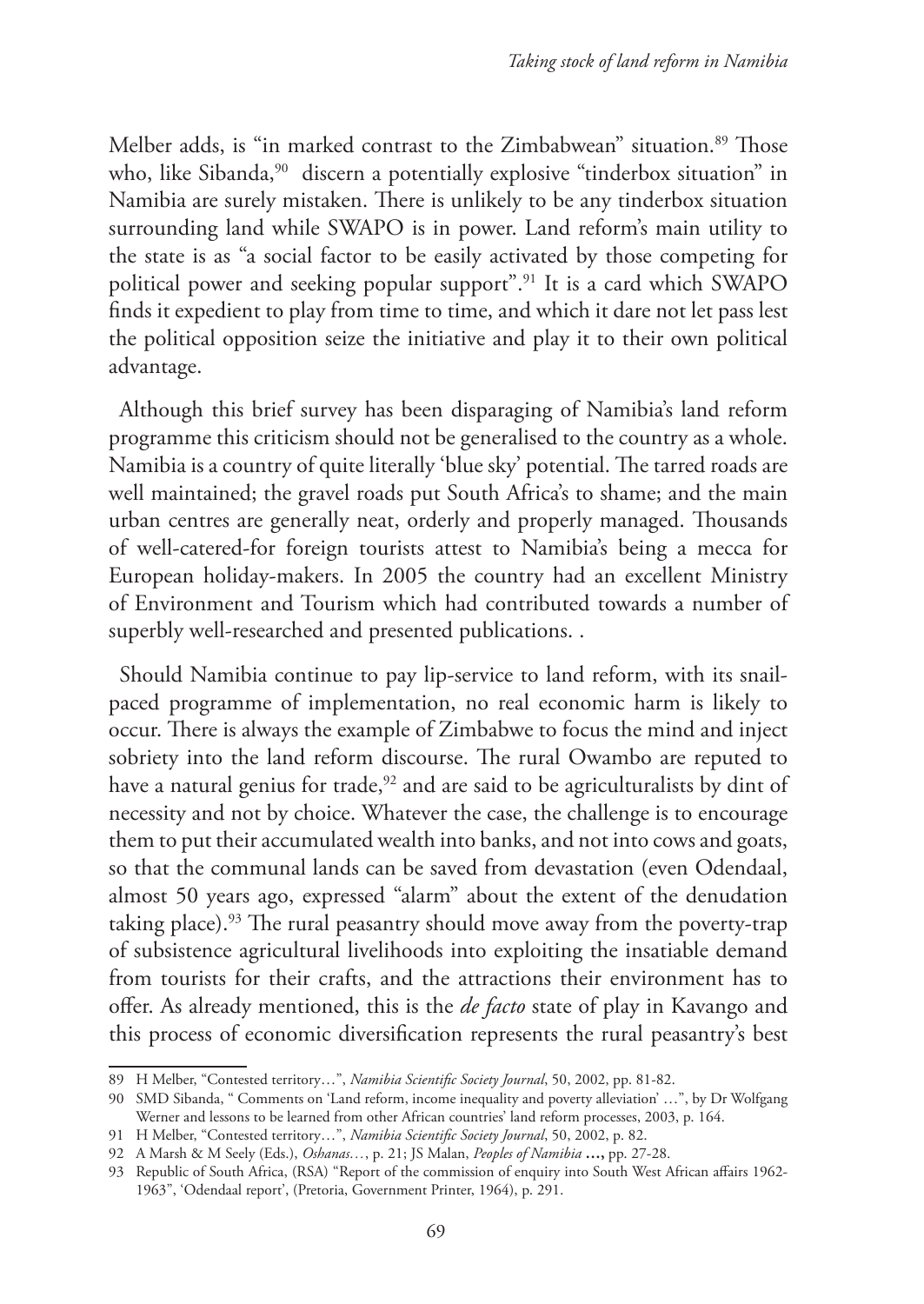Melber adds, is "in marked contrast to the Zimbabwean" situation.[89] Those who, like Sibanda,[90] discern a potentially explosive "tinderbox situation" in Namibia are surely mistaken. There is unlikely to be any tinderbox situation surrounding land while SWAPO is in power. Land reform's main utility to the state is as "a social factor to be easily activated by those competing for political power and seeking popular support".[91] It is a card which SWAPO finds it expedient to play from time to time, and which it dare not let pass lest the political opposition seize the initiative and play it to their own political advantage.

Although this brief survey has been disparaging of Namibia's land reform programme this criticism should not be generalised to the country as a whole. Namibia is a country of quite literally 'blue sky' potential. The tarred roads are well maintained; the gravel roads put South Africa's to shame; and the main urban centres are generally neat, orderly and properly managed. Thousands of well-catered-for foreign tourists attest to Namibia's being a mecca for European holiday-makers. In 2005 the country had an excellent Ministry of Environment and Tourism which had contributed towards a number of superbly well-researched and presented publications. .

Should Namibia continue to pay lip-service to land reform, with its snail-paced programme of implementation, no real economic harm is likely to occur. There is always the example of Zimbabwe to focus the mind and inject sobriety into the land reform discourse. The rural Owambo are reputed to have a natural genius for trade,[92] and are said to be agriculturalists by dint of necessity and not by choice. Whatever the case, the challenge is to encourage them to put their accumulated wealth into banks, and not into cows and goats, so that the communal lands can be saved from devastation (even Odendaal, almost 50 years ago, expressed "alarm" about the extent of the denudation taking place).[93] The rural peasantry should move away from the poverty-trap of subsistence agricultural livelihoods into exploiting the insatiable demand from tourists for their crafts, and the attractions their environment has to offer. As already mentioned, this is the *de facto* state of play in Kavango and this process of economic diversification represents the rural peasantry's best

---

89 H Melber, "Contested territory…", *Namibia Scientific Society Journal*, 50, 2002, pp. 81-82.

90 SMD Sibanda, " Comments on 'Land reform, income inequality and poverty alleviation' …", by Dr Wolfgang Werner and lessons to be learned from other African countries' land reform processes, 2003, p. 164.

91 H Melber, "Contested territory…", *Namibia Scientific Society Journal*, 50, 2002, p. 82.

92 A Marsh & M Seely (Eds.), *Oshanas…*, p. 21; JS Malan, *Peoples of Namibia* **…,** pp. 27-28.

93 Republic of South Africa, (RSA) "Report of the commission of enquiry into South West African affairs 1962-1963", 'Odendaal report', (Pretoria, Government Printer, 1964), p. 291.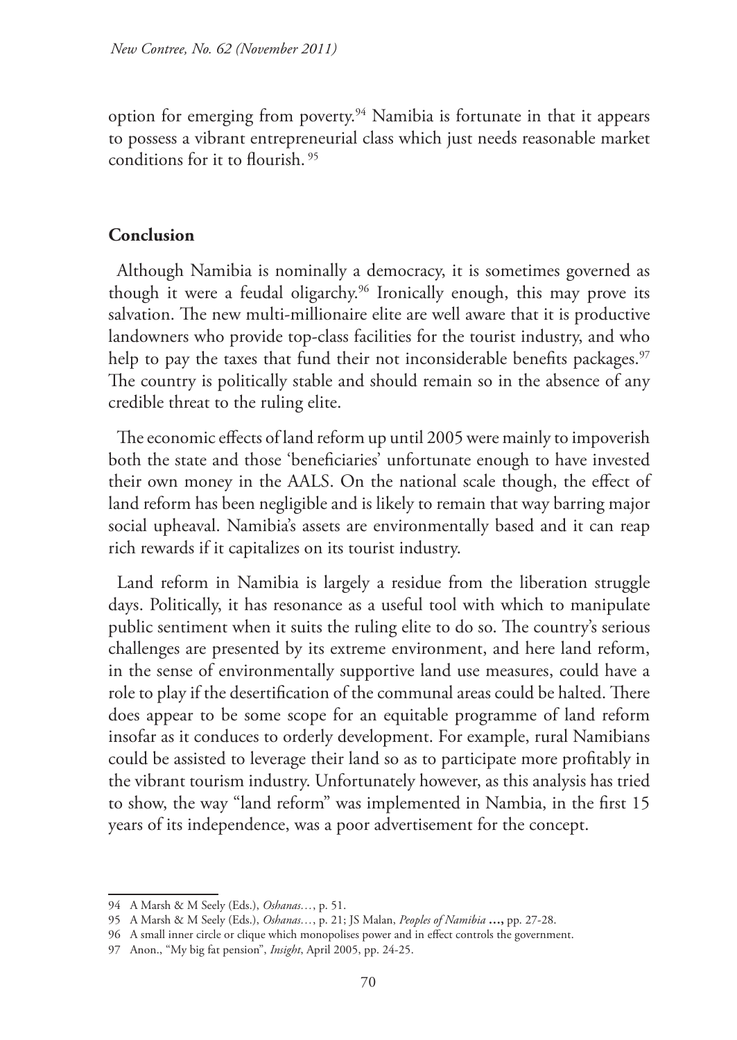option for emerging from poverty.[94] Namibia is fortunate in that it appears to possess a vibrant entrepreneurial class which just needs reasonable market conditions for it to flourish. [95]

## Conclusion

Although Namibia is nominally a democracy, it is sometimes governed as though it were a feudal oligarchy.[96] Ironically enough, this may prove its salvation. The new multi-millionaire elite are well aware that it is productive landowners who provide top-class facilities for the tourist industry, and who help to pay the taxes that fund their not inconsiderable benefits packages.[97] The country is politically stable and should remain so in the absence of any credible threat to the ruling elite.

The economic effects of land reform up until 2005 were mainly to impoverish both the state and those 'beneficiaries' unfortunate enough to have invested their own money in the AALS. On the national scale though, the effect of land reform has been negligible and is likely to remain that way barring major social upheaval. Namibia's assets are environmentally based and it can reap rich rewards if it capitalizes on its tourist industry.

Land reform in Namibia is largely a residue from the liberation struggle days. Politically, it has resonance as a useful tool with which to manipulate public sentiment when it suits the ruling elite to do so. The country's serious challenges are presented by its extreme environment, and here land reform, in the sense of environmentally supportive land use measures, could have a role to play if the desertification of the communal areas could be halted. There does appear to be some scope for an equitable programme of land reform insofar as it conduces to orderly development. For example, rural Namibians could be assisted to leverage their land so as to participate more profitably in the vibrant tourism industry. Unfortunately however, as this analysis has tried to show, the way "land reform" was implemented in Nambia, in the first 15 years of its independence, was a poor advertisement for the concept.

---

94 A Marsh & M Seely (Eds.), *Oshanas…*, p. 51.

95 A Marsh & M Seely (Eds.), *Oshanas…*, p. 21; JS Malan, *Peoples of Namibia* **…,** pp. 27-28.

96 A small inner circle or clique which monopolises power and in effect controls the government.

97 Anon., "My big fat pension", *Insight*, April 2005, pp. 24-25.